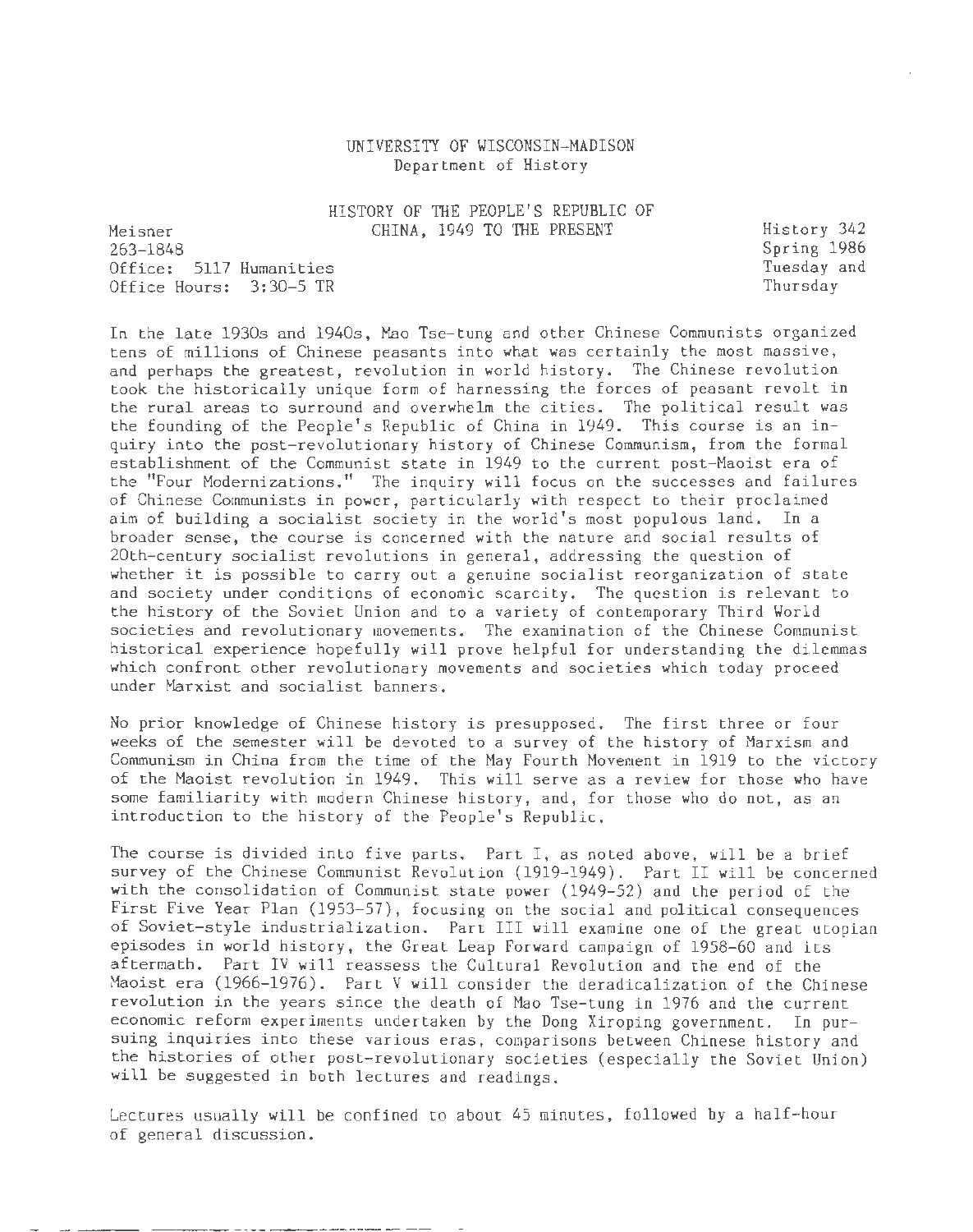UNIVERSITY OF WISCONSIN-MADISON
Department of History

HISTORY OF THE PEOPLE'S REPUBLIC OF CHINA, 1949 TO THE PRESENT

Meisner
263-1848
Office: 5117 Humanities
Office Hours: 3:30-5 TR

History 342
Spring 1986
Tuesday and Thursday

In the late 1930s and 1940s, Mao Tse-tung and other Chinese Communists organized tens of millions of Chinese peasants into what was certainly the most massive, and perhaps the greatest, revolution in world history. The Chinese revolution took the historically unique form of harnessing the forces of peasant revolt in the rural areas to surround and overwhelm the cities. The political result was the founding of the People's Republic of China in 1949. This course is an inquiry into the post-revolutionary history of Chinese Communism, from the formal establishment of the Communist state in 1949 to the current post-Maoist era of the "Four Modernizations." The inquiry will focus on the successes and failures of Chinese Communists in power, particularly with respect to their proclaimed aim of building a socialist society in the world's most populous land. In a broader sense, the course is concerned with the nature and social results of 20th-century socialist revolutions in general, addressing the question of whether it is possible to carry out a genuine socialist reorganization of state and society under conditions of economic scarcity. The question is relevant to the history of the Soviet Union and to a variety of contemporary Third World societies and revolutionary movements. The examination of the Chinese Communist historical experience hopefully will prove helpful for understanding the dilemmas which confront other revolutionary movements and societies which today proceed under Marxist and socialist banners.

No prior knowledge of Chinese history is presupposed. The first three or four weeks of the semester will be devoted to a survey of the history of Marxism and Communism in China from the time of the May Fourth Movement in 1919 to the victory of the Maoist revolution in 1949. This will serve as a review for those who have some familiarity with modern Chinese history, and, for those who do not, as an introduction to the history of the People's Republic.

The course is divided into five parts. Part I, as noted above, will be a brief survey of the Chinese Communist Revolution (1919-1949). Part II will be concerned with the consolidation of Communist state power (1949-52) and the period of the First Five Year Plan (1953-57), focusing on the social and political consequences of Soviet-style industrialization. Part III will examine one of the great utopian episodes in world history, the Great Leap Forward campaign of 1958-60 and its aftermath. Part IV will reassess the Cultural Revolution and the end of the Maoist era (1966-1976). Part V will consider the deradicalization of the Chinese revolution in the years since the death of Mao Tse-tung in 1976 and the current economic reform experiments undertaken by the Dong Xiroping government. In pursuing inquiries into these various eras, comparisons between Chinese history and the histories of other post-revolutionary societies (especially the Soviet Union) will be suggested in both lectures and readings.

Lectures usually will be confined to about 45 minutes, followed by a half-hour of general discussion.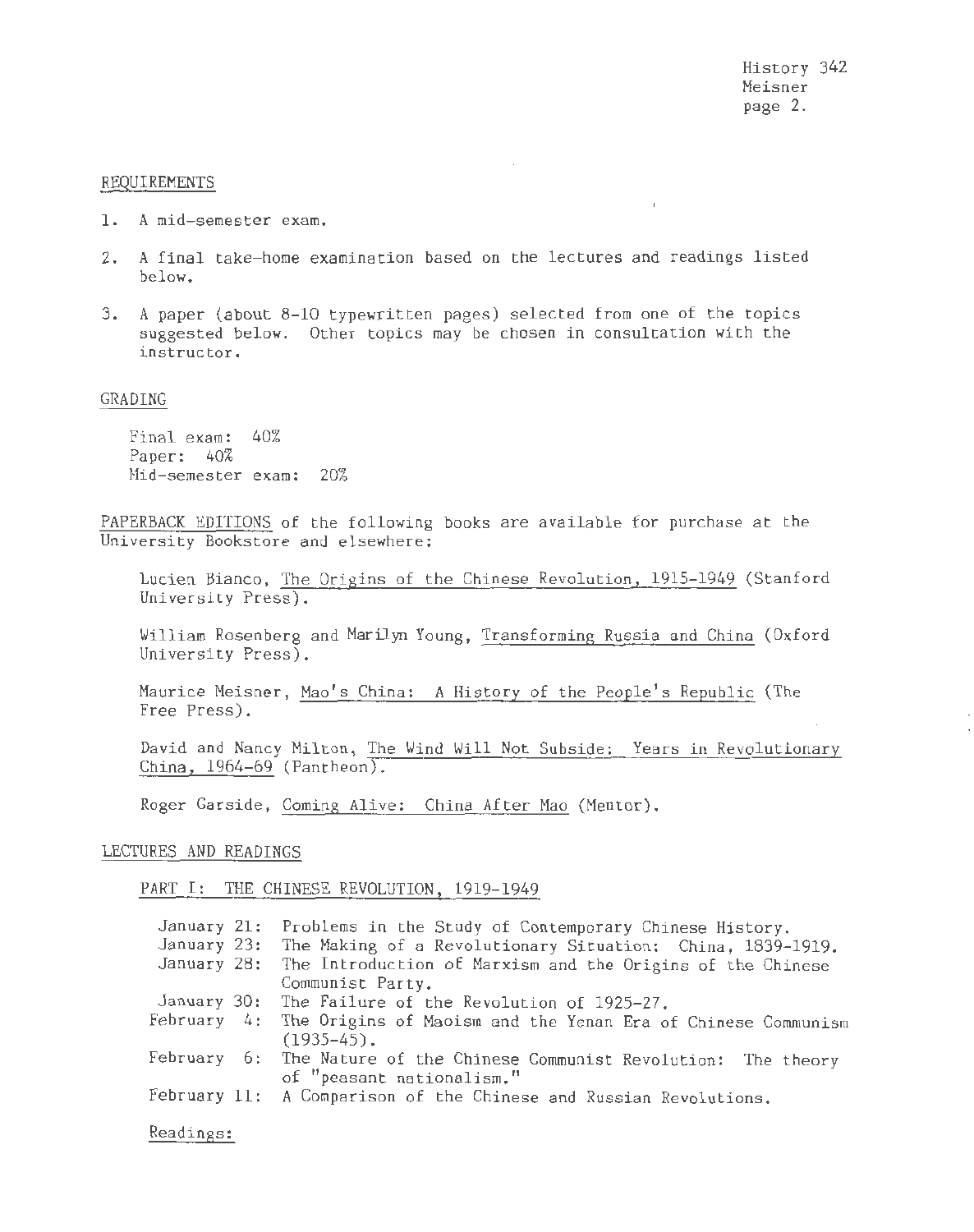## REQUIREMENTS

1. A mid-semester exam.
2. A final take-home examination based on the lectures and readings listed below.
3. A paper (about 8-10 typewritten pages) selected from one of the topics suggested below. Other topics may be chosen in consultation with the instructor.

## GRADING

Final exam: 40%
Paper: 40%
Mid-semester exam: 20%

PAPERBACK EDITIONS of the following books are available for purchase at the University Bookstore and elsewhere:

Lucien Bianco, The Origins of the Chinese Revolution, 1915-1949 (Stanford University Press).

William Rosenberg and Marilyn Young, Transforming Russia and China (Oxford University Press).

Maurice Meisner, Mao's China: A History of the People's Republic (The Free Press).

David and Nancy Milton, The Wind Will Not Subside: Years in Revolutionary China, 1964-69 (Pantheon).

Roger Garside, Coming Alive: China After Mao (Mentor).

## LECTURES AND READINGS

### PART I: THE CHINESE REVOLUTION, 1919-1949

- January 21: Problems in the Study of Contemporary Chinese History.
- January 23: The Making of a Revolutionary Situation: China, 1839-1919.
- January 28: The Introduction of Marxism and the Origins of the Chinese Communist Party.
- January 30: The Failure of the Revolution of 1925-27.
- February 4: The Origins of Maoism and the Yenan Era of Chinese Communism (1935-45).
- February 6: The Nature of the Chinese Communist Revolution: The theory of "peasant nationalism."
- February 11: A Comparison of the Chinese and Russian Revolutions.

Readings: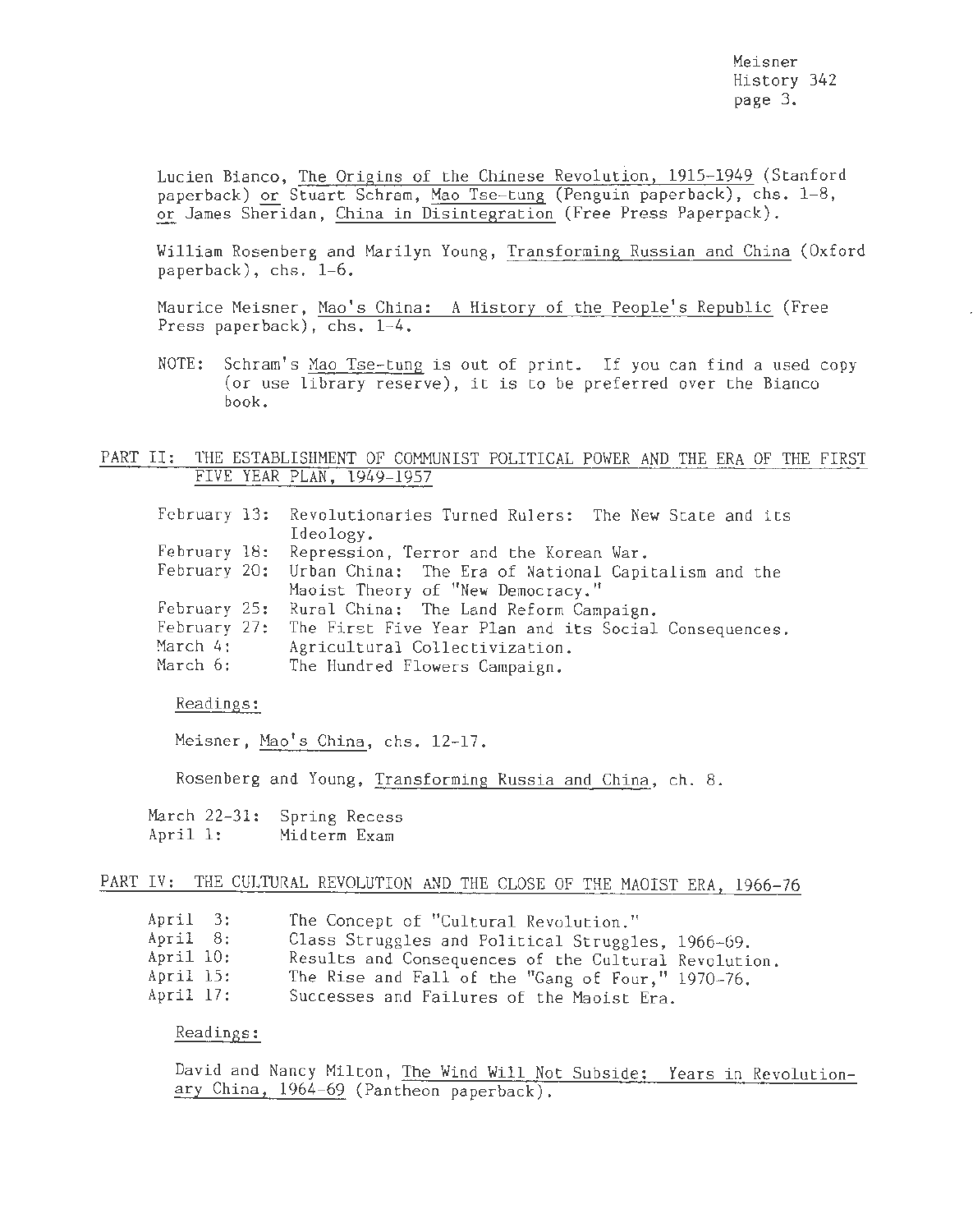Lucien Bianco, The Origins of the Chinese Revolution, 1915-1949 (Stanford paperback) or Stuart Schram, Mao Tse-tung (Penguin paperback), chs. 1-8, or James Sheridan, China in Disintegration (Free Press Paperpack).

William Rosenberg and Marilyn Young, Transforming Russian and China (Oxford paperback), chs. 1-6.

Maurice Meisner, Mao's China: A History of the People's Republic (Free Press paperback), chs. 1-4.

NOTE: Schram's Mao Tse-tung is out of print. If you can find a used copy (or use library reserve), it is to be preferred over the Bianco book.

## PART II: THE ESTABLISHMENT OF COMMUNIST POLITICAL POWER AND THE ERA OF THE FIRST FIVE YEAR PLAN, 1949-1957

- February 13: Revolutionaries Turned Rulers: The New State and its Ideology.
- February 18: Repression, Terror and the Korean War.
- February 20: Urban China: The Era of National Capitalism and the Maoist Theory of "New Democracy."
- February 25: Rural China: The Land Reform Campaign.
- February 27: The First Five Year Plan and its Social Consequences.
- March 4: Agricultural Collectivization.
- March 6: The Hundred Flowers Campaign.

Readings:

Meisner, Mao's China, chs. 12-17.

Rosenberg and Young, Transforming Russia and China, ch. 8.

- March 22-31: Spring Recess
- April 1: Midterm Exam

## PART IV: THE CULTURAL REVOLUTION AND THE CLOSE OF THE MAOIST ERA, 1966-76

- April 3: The Concept of "Cultural Revolution."
- April 8: Class Struggles and Political Struggles, 1966-69.
- April 10: Results and Consequences of the Cultural Revolution.
- April 15: The Rise and Fall of the "Gang of Four," 1970-76.
- April 17: Successes and Failures of the Maoist Era.

Readings:

David and Nancy Milton, The Wind Will Not Subside: Years in Revolutionary China, 1964-69 (Pantheon paperback).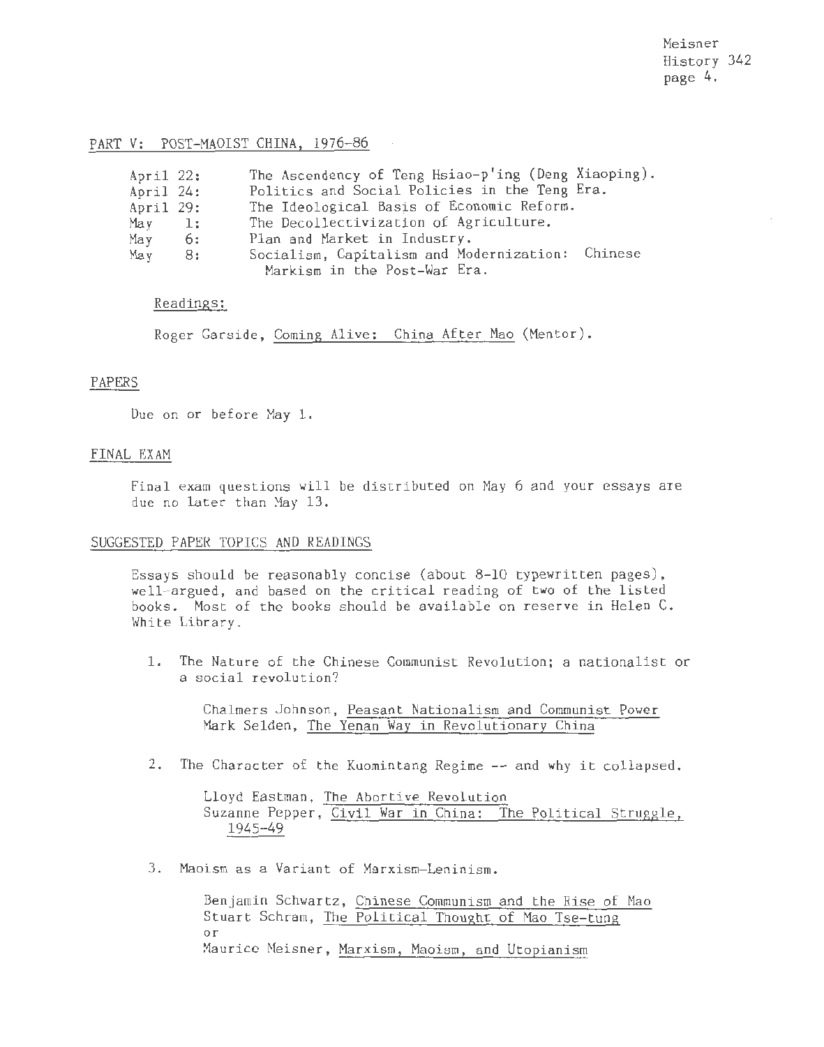## PART V: POST-MAOIST CHINA, 1976-86

| | |
|---|---|
| April 22: | The Ascendency of Teng Hsiao-p'ing (Deng Xiaoping). |
| April 24: | Politics and Social Policies in the Teng Era. |
| April 29: | The Ideological Basis of Economic Reform. |
| May 1: | The Decollectivization of Agriculture. |
| May 6: | Plan and Market in Industry. |
| May 8: | Socialism, Capitalism and Modernization: Chinese Marxism in the Post-War Era. |

Readings:

Roger Garside, Coming Alive: China After Mao (Mentor).

## PAPERS

Due on or before May 1.

## FINAL EXAM

Final exam questions will be distributed on May 6 and your essays are due no later than May 13.

## SUGGESTED PAPER TOPICS AND READINGS

Essays should be reasonably concise (about 8-10 typewritten pages), well-argued, and based on the critical reading of two of the listed books. Most of the books should be available on reserve in Helen C. White Library.

1. The Nature of the Chinese Communist Revolution; a nationalist or a social revolution?

   Chalmers Johnson, Peasant Nationalism and Communist Power
   Mark Selden, The Yenan Way in Revolutionary China

2. The Character of the Kuomintang Regime -- and why it collapsed.

   Lloyd Eastman, The Abortive Revolution
   Suzanne Pepper, Civil War in China: The Political Struggle, 1945-49

3. Maoism as a Variant of Marxism-Leninism.

   Benjamin Schwartz, Chinese Communism and the Rise of Mao
   Stuart Schram, The Political Thought of Mao Tse-tung
   or
   Maurice Meisner, Marxism, Maoism, and Utopianism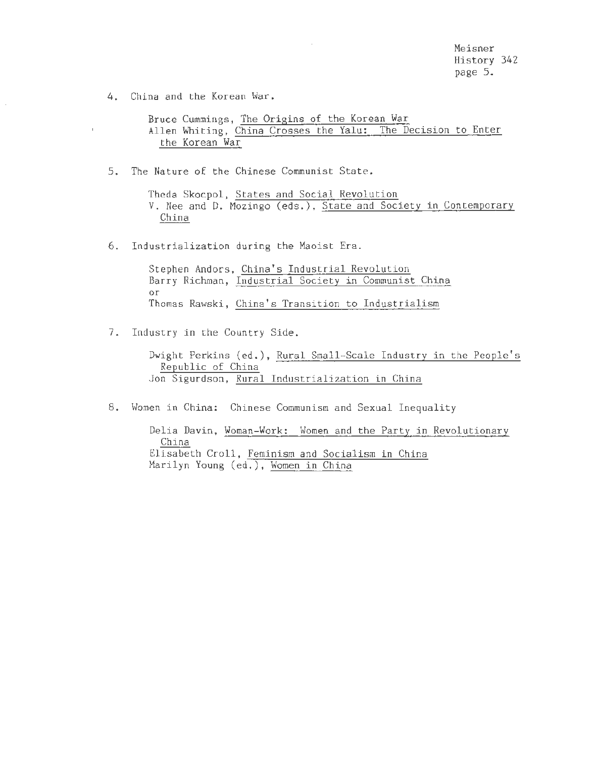4. China and the Korean War.

   Bruce Cummings, The Origins of the Korean War
   Allen Whiting, China Crosses the Yalu: The Decision to Enter the Korean War

5. The Nature of the Chinese Communist State.

   Theda Skocpol, States and Social Revolution
   V. Nee and D. Mozingo (eds.), State and Society in Contemporary China

6. Industrialization during the Maoist Era.

   Stephen Andors, China's Industrial Revolution
   Barry Richman, Industrial Society in Communist China
   or
   Thomas Rawski, China's Transition to Industrialism

7. Industry in the Country Side.

   Dwight Perkins (ed.), Rural Small-Scale Industry in the People's Republic of China
   Jon Sigurdson, Rural Industrialization in China

8. Women in China: Chinese Communism and Sexual Inequality

   Delia Davin, Woman-Work: Women and the Party in Revolutionary China
   Elisabeth Croll, Feminism and Socialism in China
   Marilyn Young (ed.), Women in China